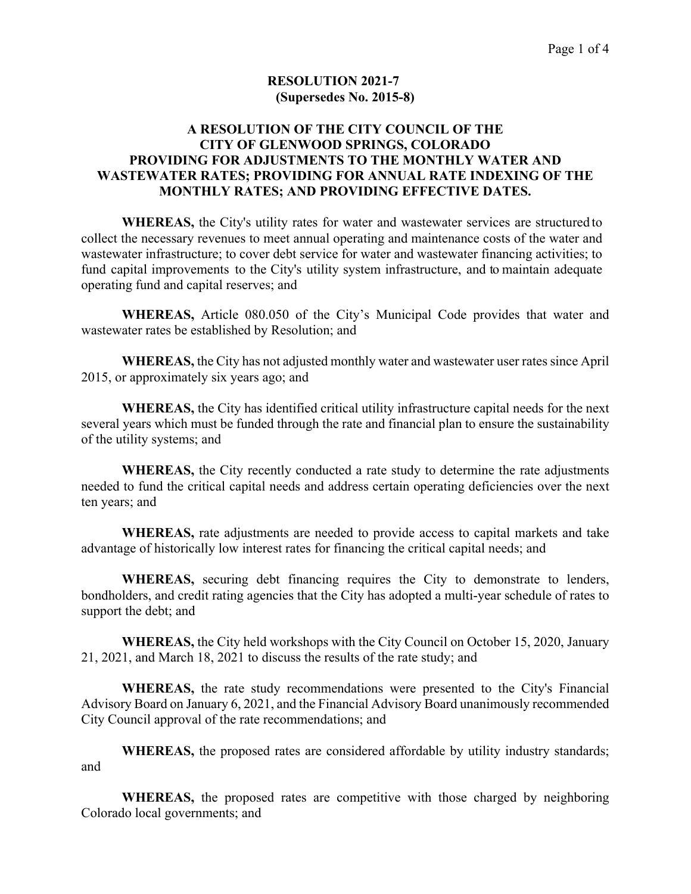# RESOLUTION 2021-7
## (Supersedes No. 2015-8)

## A RESOLUTION OF THE CITY COUNCIL OF THE CITY OF GLENWOOD SPRINGS, COLORADO PROVIDING FOR ADJUSTMENTS TO THE MONTHLY WATER AND WASTEWATER RATES; PROVIDING FOR ANNUAL RATE INDEXING OF THE MONTHLY RATES; AND PROVIDING EFFECTIVE DATES.

**WHEREAS,** the City's utility rates for water and wastewater services are structured to collect the necessary revenues to meet annual operating and maintenance costs of the water and wastewater infrastructure; to cover debt service for water and wastewater financing activities; to fund capital improvements to the City's utility system infrastructure, and to maintain adequate operating fund and capital reserves; and

**WHEREAS,** Article 080.050 of the City's Municipal Code provides that water and wastewater rates be established by Resolution; and

**WHEREAS,** the City has not adjusted monthly water and wastewater user rates since April 2015, or approximately six years ago; and

**WHEREAS,** the City has identified critical utility infrastructure capital needs for the next several years which must be funded through the rate and financial plan to ensure the sustainability of the utility systems; and

**WHEREAS,** the City recently conducted a rate study to determine the rate adjustments needed to fund the critical capital needs and address certain operating deficiencies over the next ten years; and

**WHEREAS,** rate adjustments are needed to provide access to capital markets and take advantage of historically low interest rates for financing the critical capital needs; and

**WHEREAS,** securing debt financing requires the City to demonstrate to lenders, bondholders, and credit rating agencies that the City has adopted a multi-year schedule of rates to support the debt; and

**WHEREAS,** the City held workshops with the City Council on October 15, 2020, January 21, 2021, and March 18, 2021 to discuss the results of the rate study; and

**WHEREAS,** the rate study recommendations were presented to the City's Financial Advisory Board on January 6, 2021, and the Financial Advisory Board unanimously recommended City Council approval of the rate recommendations; and

**WHEREAS,** the proposed rates are considered affordable by utility industry standards; and

**WHEREAS,** the proposed rates are competitive with those charged by neighboring Colorado local governments; and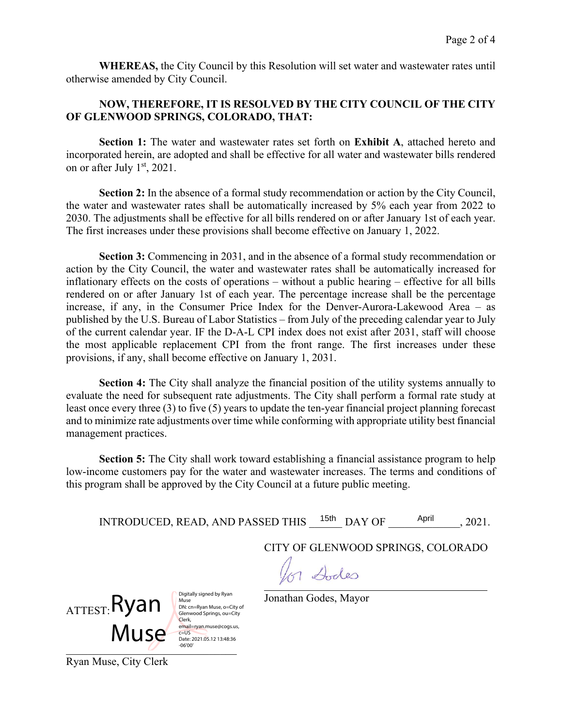**WHEREAS,** the City Council by this Resolution will set water and wastewater rates until otherwise amended by City Council.

**NOW, THEREFORE, IT IS RESOLVED BY THE CITY COUNCIL OF THE CITY OF GLENWOOD SPRINGS, COLORADO, THAT:**

**Section 1:** The water and wastewater rates set forth on **Exhibit A**, attached hereto and incorporated herein, are adopted and shall be effective for all water and wastewater bills rendered on or after July 1st, 2021.

**Section 2:** In the absence of a formal study recommendation or action by the City Council, the water and wastewater rates shall be automatically increased by 5% each year from 2022 to 2030. The adjustments shall be effective for all bills rendered on or after January 1st of each year. The first increases under these provisions shall become effective on January 1, 2022.

**Section 3:** Commencing in 2031, and in the absence of a formal study recommendation or action by the City Council, the water and wastewater rates shall be automatically increased for inflationary effects on the costs of operations – without a public hearing – effective for all bills rendered on or after January 1st of each year. The percentage increase shall be the percentage increase, if any, in the Consumer Price Index for the Denver-Aurora-Lakewood Area – as published by the U.S. Bureau of Labor Statistics – from July of the preceding calendar year to July of the current calendar year. IF the D-A-L CPI index does not exist after 2031, staff will choose the most applicable replacement CPI from the front range. The first increases under these provisions, if any, shall become effective on January 1, 2031.

**Section 4:** The City shall analyze the financial position of the utility systems annually to evaluate the need for subsequent rate adjustments. The City shall perform a formal rate study at least once every three (3) to five (5) years to update the ten-year financial project planning forecast and to minimize rate adjustments over time while conforming with appropriate utility best financial management practices.

**Section 5:** The City shall work toward establishing a financial assistance program to help low-income customers pay for the water and wastewater increases. The terms and conditions of this program shall be approved by the City Council at a future public meeting.

INTRODUCED, READ, AND PASSED THIS 15th DAY OF April, 2021.

CITY OF GLENWOOD SPRINGS, COLORADO

Jonathan Godes, Mayor

ATTEST: Ryan Muse

Digitally signed by Ryan Muse
DN: cn=Ryan Muse, o=City of Glenwood Springs, ou=City Clerk, email=ryan.muse@cogs.us, c=US
Date: 2021.05.12 13:48:36 -06'00'

Ryan Muse, City Clerk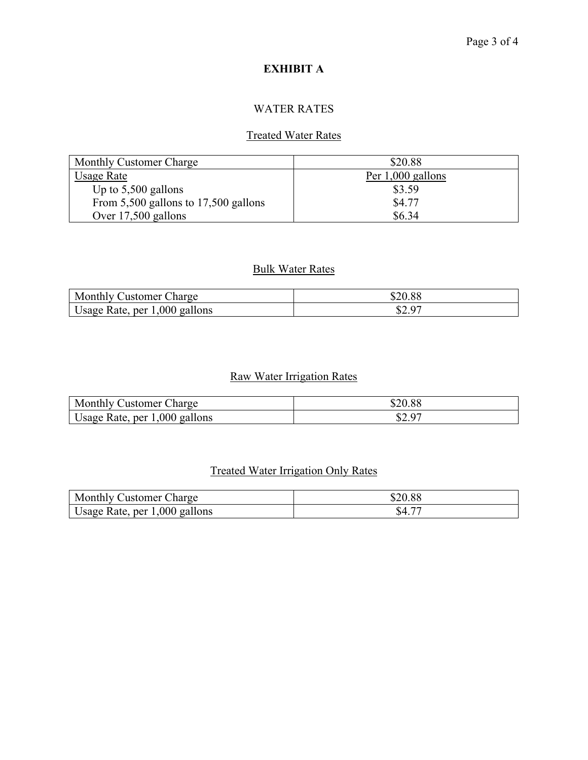# EXHIBIT A

## WATER RATES

### Treated Water Rates

| Monthly Customer Charge | $20.88 |
| --- | --- |
| Usage Rate | Per 1,000 gallons |
| Up to 5,500 gallons | $3.59 |
| From 5,500 gallons to 17,500 gallons | $4.77 |
| Over 17,500 gallons | $6.34 |

### Bulk Water Rates

| Monthly Customer Charge | $20.88 |
| --- | --- |
| Usage Rate, per 1,000 gallons | $2.97 |

### Raw Water Irrigation Rates

| Monthly Customer Charge | $20.88 |
| --- | --- |
| Usage Rate, per 1,000 gallons | $2.97 |

### Treated Water Irrigation Only Rates

| Monthly Customer Charge | $20.88 |
| --- | --- |
| Usage Rate, per 1,000 gallons | $4.77 |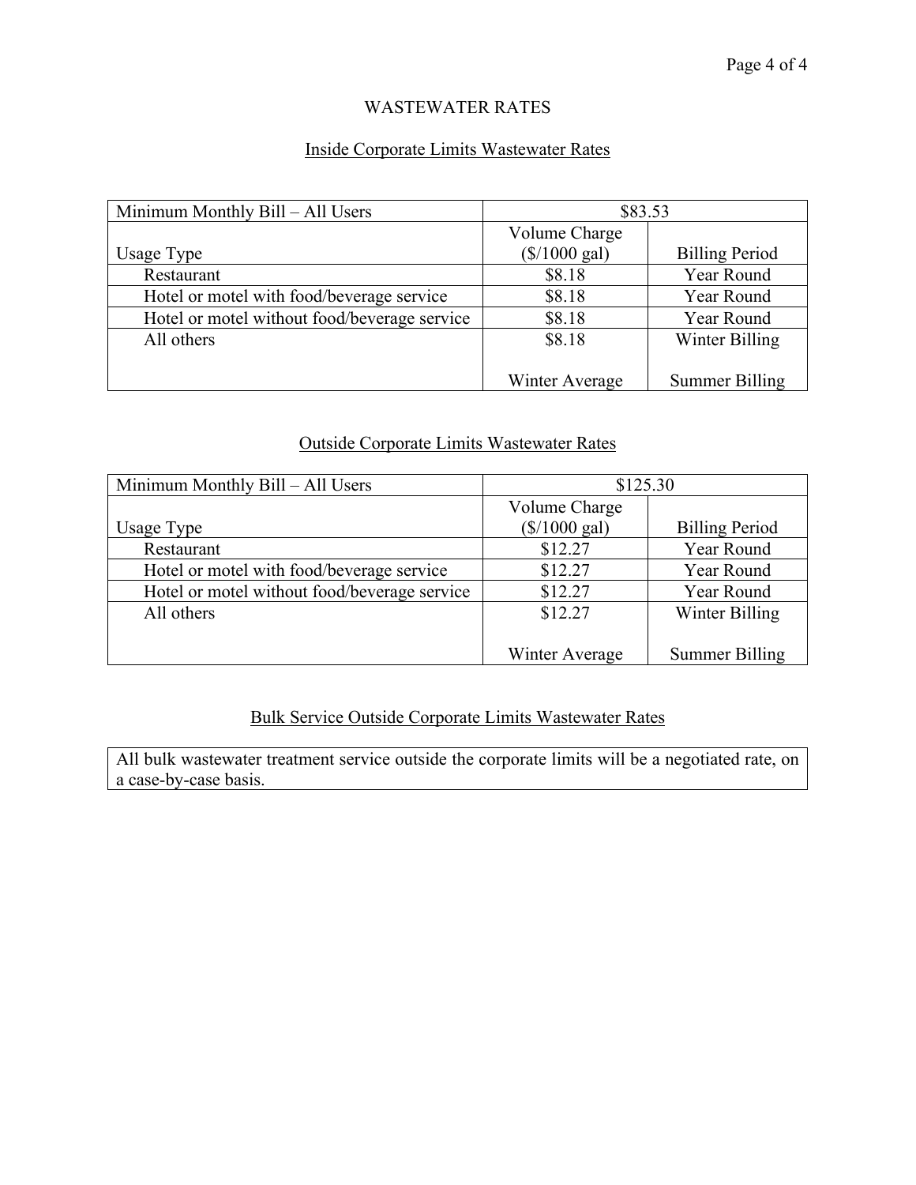# WASTEWATER RATES

## Inside Corporate Limits Wastewater Rates

| Minimum Monthly Bill – All Users | $83.53 | |
|---|---|---|
| Usage Type | Volume Charge ($/1000 gal) | Billing Period |
| Restaurant | $8.18 | Year Round |
| Hotel or motel with food/beverage service | $8.18 | Year Round |
| Hotel or motel without food/beverage service | $8.18 | Year Round |
| All others | $8.18<br><br>Winter Average | Winter Billing<br><br>Summer Billing |

## Outside Corporate Limits Wastewater Rates

| Minimum Monthly Bill – All Users | $125.30 | |
|---|---|---|
| Usage Type | Volume Charge ($/1000 gal) | Billing Period |
| Restaurant | $12.27 | Year Round |
| Hotel or motel with food/beverage service | $12.27 | Year Round |
| Hotel or motel without food/beverage service | $12.27 | Year Round |
| All others | $12.27<br><br>Winter Average | Winter Billing<br><br>Summer Billing |

## Bulk Service Outside Corporate Limits Wastewater Rates

All bulk wastewater treatment service outside the corporate limits will be a negotiated rate, on a case-by-case basis.